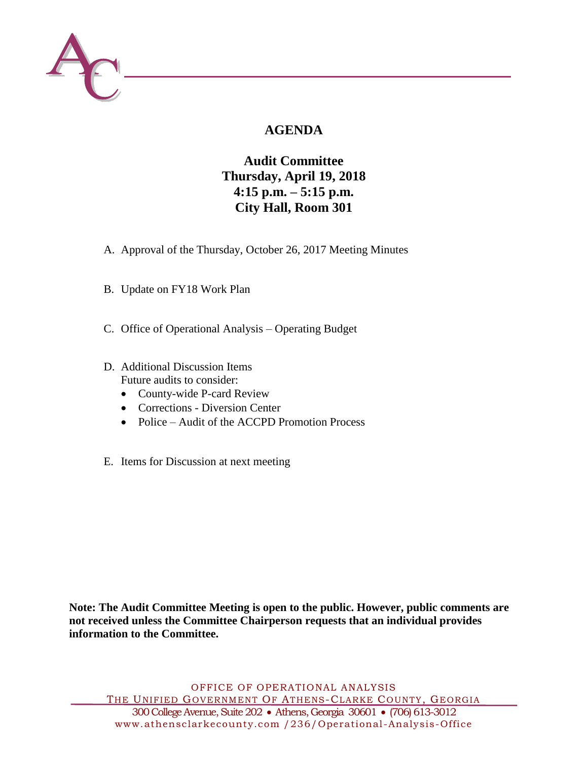# AGENDA

## Audit Committee
## Thursday, April 19, 2018
## 4:15 p.m. – 5:15 p.m.
## City Hall, Room 301

A. Approval of the Thursday, October 26, 2017 Meeting Minutes

B. Update on FY18 Work Plan

C. Office of Operational Analysis – Operating Budget

D. Additional Discussion Items
   Future audits to consider:
   - County-wide P-card Review
   - Corrections - Diversion Center
   - Police – Audit of the ACCPD Promotion Process

E. Items for Discussion at next meeting

**Note: The Audit Committee Meeting is open to the public. However, public comments are not received unless the Committee Chairperson requests that an individual provides information to the Committee.**

OFFICE OF OPERATIONAL ANALYSIS
THE UNIFIED GOVERNMENT OF ATHENS-CLARKE COUNTY, GEORGIA
300 College Avenue, Suite 202 • Athens, Georgia 30601 • (706) 613-3012
www.athensclarkecounty.com /236/Operational-Analysis-Office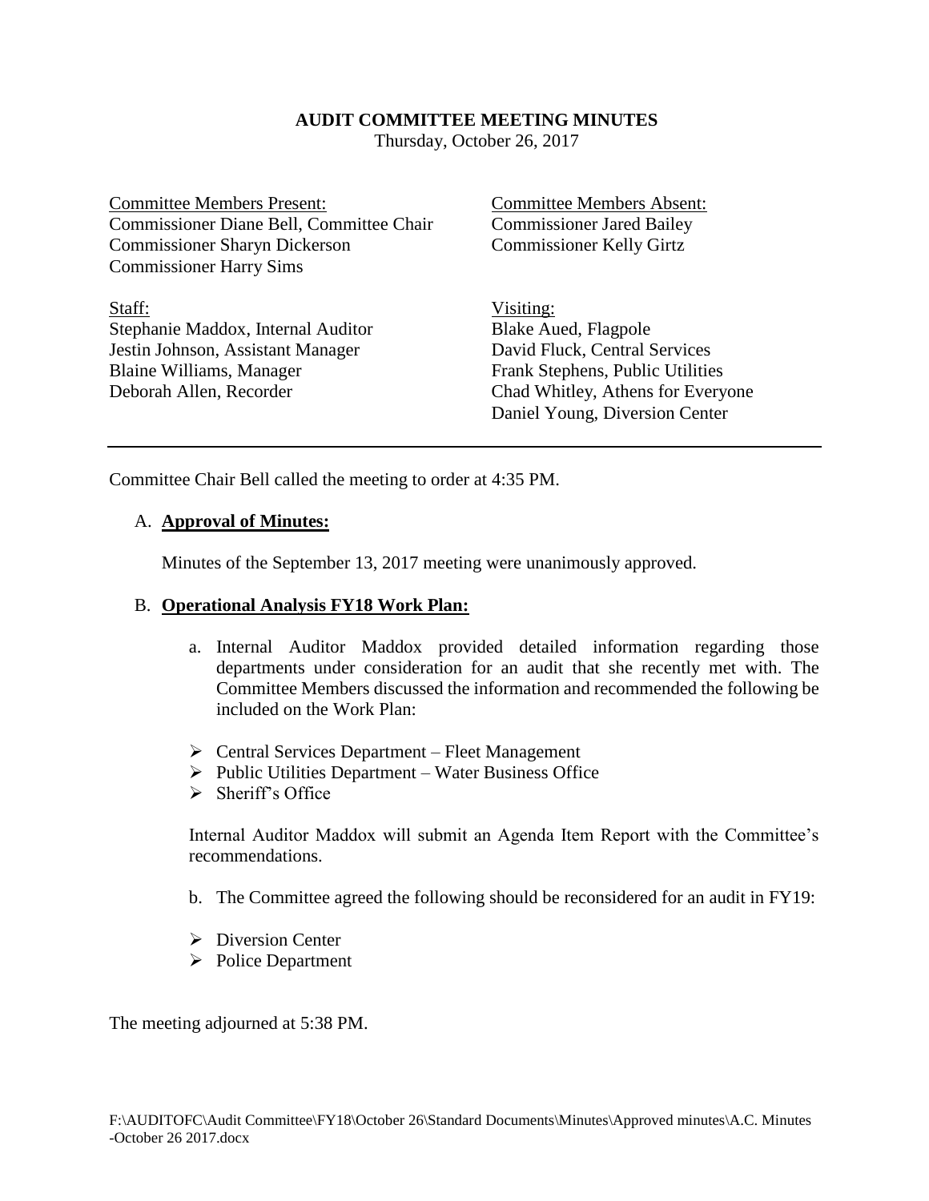# AUDIT COMMITTEE MEETING MINUTES

Thursday, October 26, 2017

<u>Committee Members Present:</u>
Commissioner Diane Bell, Committee Chair
Commissioner Sharyn Dickerson
Commissioner Harry Sims

<u>Committee Members Absent:</u>
Commissioner Jared Bailey
Commissioner Kelly Girtz

<u>Staff:</u>
Stephanie Maddox, Internal Auditor
Jestin Johnson, Assistant Manager
Blaine Williams, Manager
Deborah Allen, Recorder

<u>Visiting:</u>
Blake Aued, Flagpole
David Fluck, Central Services
Frank Stephens, Public Utilities
Chad Whitley, Athens for Everyone
Daniel Young, Diversion Center

---

Committee Chair Bell called the meeting to order at 4:35 PM.

A. **<u>Approval of Minutes:</u>**

Minutes of the September 13, 2017 meeting were unanimously approved.

B. **<u>Operational Analysis FY18 Work Plan:</u>**

a. Internal Auditor Maddox provided detailed information regarding those departments under consideration for an audit that she recently met with. The Committee Members discussed the information and recommended the following be included on the Work Plan:

- Central Services Department – Fleet Management
- Public Utilities Department – Water Business Office
- Sheriff's Office

Internal Auditor Maddox will submit an Agenda Item Report with the Committee's recommendations.

b. The Committee agreed the following should be reconsidered for an audit in FY19:

- Diversion Center
- Police Department

The meeting adjourned at 5:38 PM.

F:\AUDITOFC\Audit Committee\FY18\October 26\Standard Documents\Minutes\Approved minutes\A.C. Minutes -October 26 2017.docx